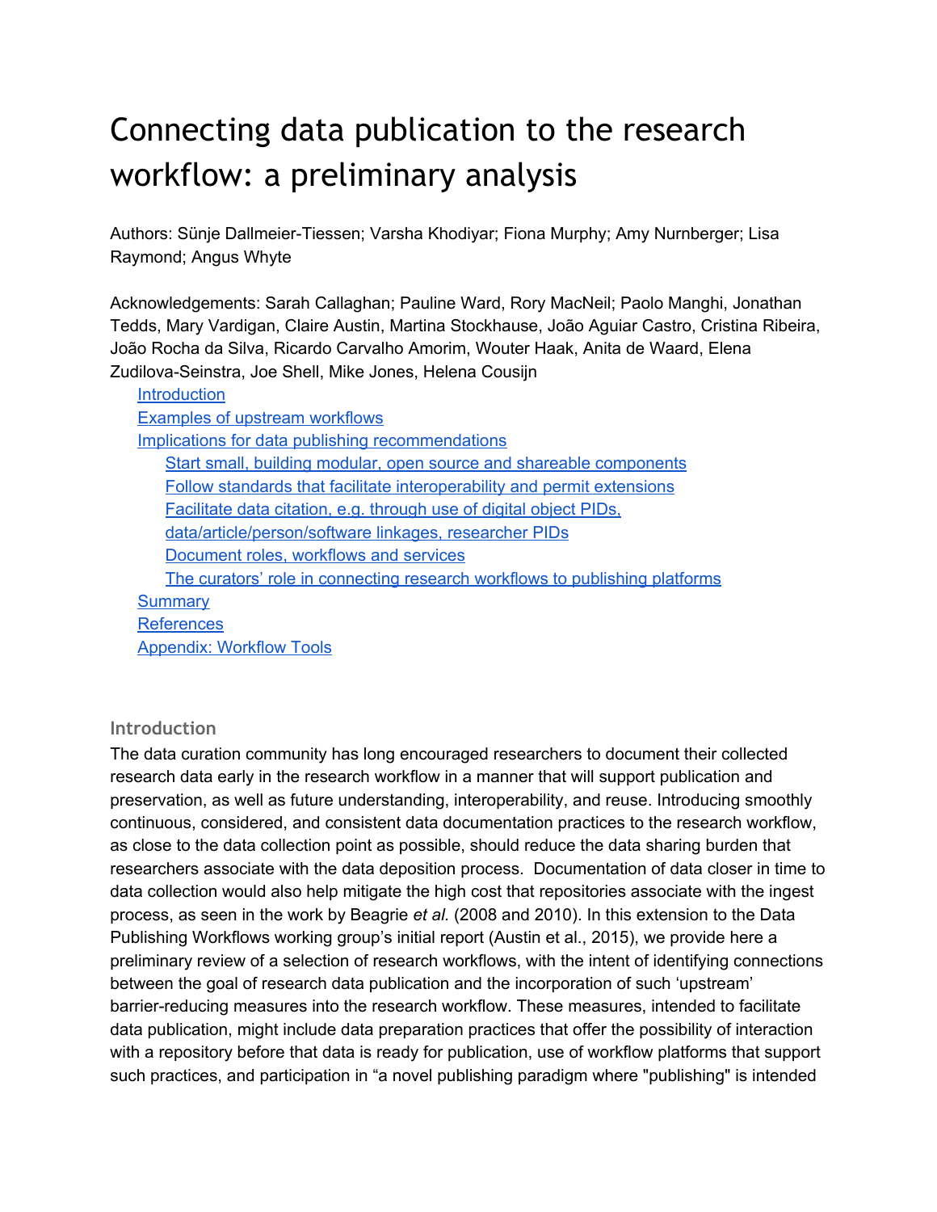# Connecting data publication to the research workflow: a preliminary analysis

Authors: Sünje Dallmeier-Tiessen; Varsha Khodiyar; Fiona Murphy; Amy Nurnberger; Lisa Raymond; Angus Whyte

Acknowledgements: Sarah Callaghan; Pauline Ward, Rory MacNeil; Paolo Manghi, Jonathan Tedds, Mary Vardigan, Claire Austin, Martina Stockhause, João Aguiar Castro, Cristina Ribeira, João Rocha da Silva, Ricardo Carvalho Amorim, Wouter Haak, Anita de Waard, Elena Zudilova-Seinstra, Joe Shell, Mike Jones, Helena Cousijn

- Introduction
- Examples of upstream workflows
- Implications for data publishing recommendations
  - Start small, building modular, open source and shareable components
  - Follow standards that facilitate interoperability and permit extensions
  - Facilitate data citation, e.g. through use of digital object PIDs, data/article/person/software linkages, researcher PIDs
  - Document roles, workflows and services
  - The curators' role in connecting research workflows to publishing platforms
- Summary
- References
- Appendix: Workflow Tools

## Introduction

The data curation community has long encouraged researchers to document their collected research data early in the research workflow in a manner that will support publication and preservation, as well as future understanding, interoperability, and reuse. Introducing smoothly continuous, considered, and consistent data documentation practices to the research workflow, as close to the data collection point as possible, should reduce the data sharing burden that researchers associate with the data deposition process. Documentation of data closer in time to data collection would also help mitigate the high cost that repositories associate with the ingest process, as seen in the work by Beagrie *et al.* (2008 and 2010). In this extension to the Data Publishing Workflows working group's initial report (Austin et al., 2015), we provide here a preliminary review of a selection of research workflows, with the intent of identifying connections between the goal of research data publication and the incorporation of such 'upstream' barrier-reducing measures into the research workflow. These measures, intended to facilitate data publication, might include data preparation practices that offer the possibility of interaction with a repository before that data is ready for publication, use of workflow platforms that support such practices, and participation in "a novel publishing paradigm where "publishing" is intended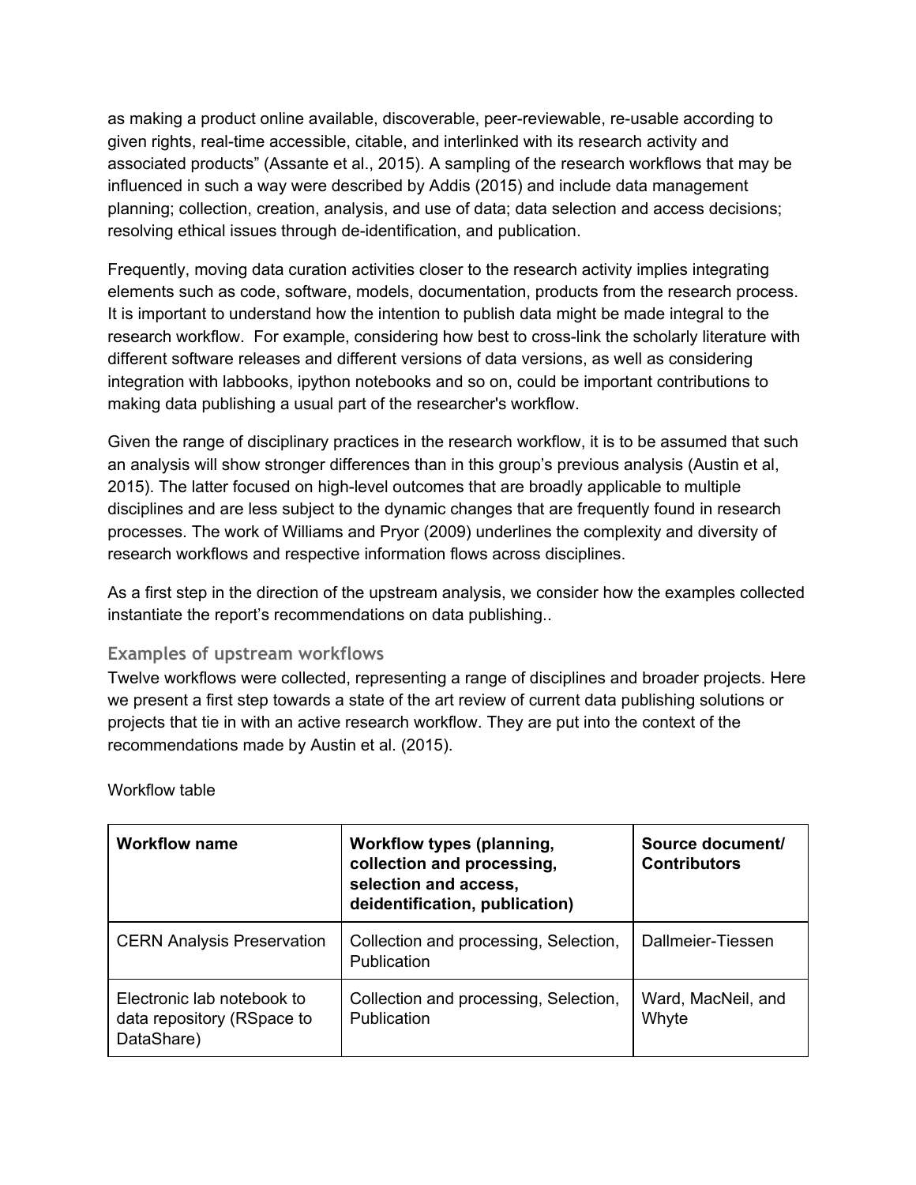as making a product online available, discoverable, peer-reviewable, re-usable according to given rights, real-time accessible, citable, and interlinked with its research activity and associated products" (Assante et al., 2015). A sampling of the research workflows that may be influenced in such a way were described by Addis (2015) and include data management planning; collection, creation, analysis, and use of data; data selection and access decisions; resolving ethical issues through de-identification, and publication.

Frequently, moving data curation activities closer to the research activity implies integrating elements such as code, software, models, documentation, products from the research process. It is important to understand how the intention to publish data might be made integral to the research workflow. For example, considering how best to cross-link the scholarly literature with different software releases and different versions of data versions, as well as considering integration with labbooks, ipython notebooks and so on, could be important contributions to making data publishing a usual part of the researcher's workflow.

Given the range of disciplinary practices in the research workflow, it is to be assumed that such an analysis will show stronger differences than in this group's previous analysis (Austin et al, 2015). The latter focused on high-level outcomes that are broadly applicable to multiple disciplines and are less subject to the dynamic changes that are frequently found in research processes. The work of Williams and Pryor (2009) underlines the complexity and diversity of research workflows and respective information flows across disciplines.

As a first step in the direction of the upstream analysis, we consider how the examples collected instantiate the report's recommendations on data publishing..

### Examples of upstream workflows

Twelve workflows were collected, representing a range of disciplines and broader projects. Here we present a first step towards a state of the art review of current data publishing solutions or projects that tie in with an active research workflow. They are put into the context of the recommendations made by Austin et al. (2015).

Workflow table

| **Workflow name** | **Workflow types (planning, collection and processing, selection and access, deidentification, publication)** | **Source document/ Contributors** |
|---|---|---|
| CERN Analysis Preservation | Collection and processing, Selection, Publication | Dallmeier-Tiessen |
| Electronic lab notebook to data repository (RSpace to DataShare) | Collection and processing, Selection, Publication | Ward, MacNeil, and Whyte |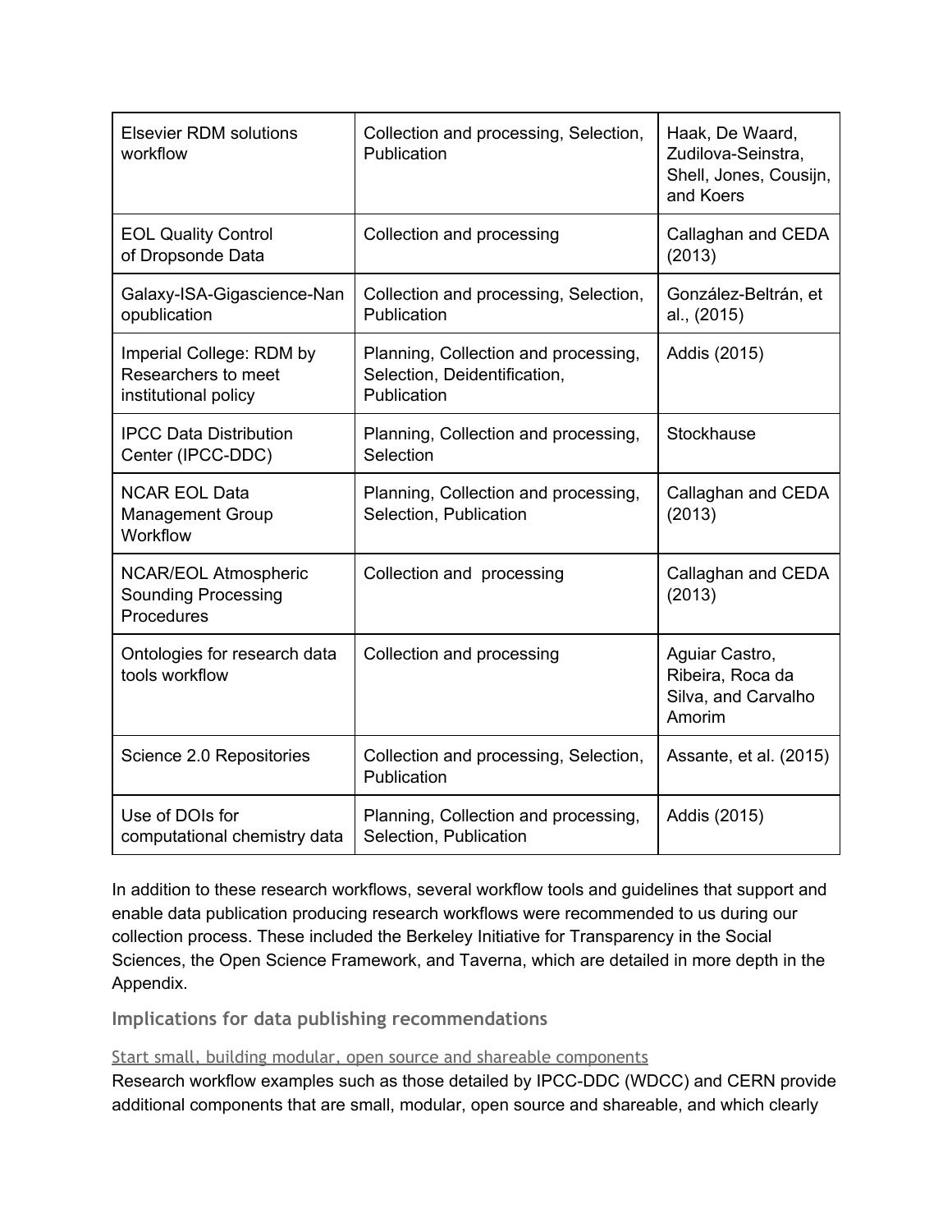| | | |
|---|---|---|
| Elsevier RDM solutions workflow | Collection and processing, Selection, Publication | Haak, De Waard, Zudilova-Seinstra, Shell, Jones, Cousijn, and Koers |
| EOL Quality Control of Dropsonde Data | Collection and processing | Callaghan and CEDA (2013) |
| Galaxy-ISA-Gigascience-Nanopublication | Collection and processing, Selection, Publication | González-Beltrán, et al., (2015) |
| Imperial College: RDM by Researchers to meet institutional policy | Planning, Collection and processing, Selection, Deidentification, Publication | Addis (2015) |
| IPCC Data Distribution Center (IPCC-DDC) | Planning, Collection and processing, Selection | Stockhause |
| NCAR EOL Data Management Group Workflow | Planning, Collection and processing, Selection, Publication | Callaghan and CEDA (2013) |
| NCAR/EOL Atmospheric Sounding Processing Procedures | Collection and processing | Callaghan and CEDA (2013) |
| Ontologies for research data tools workflow | Collection and processing | Aguiar Castro, Ribeira, Roca da Silva, and Carvalho Amorim |
| Science 2.0 Repositories | Collection and processing, Selection, Publication | Assante, et al. (2015) |
| Use of DOIs for computational chemistry data | Planning, Collection and processing, Selection, Publication | Addis (2015) |

In addition to these research workflows, several workflow tools and guidelines that support and enable data publication producing research workflows were recommended to us during our collection process. These included the Berkeley Initiative for Transparency in the Social Sciences, the Open Science Framework, and Taverna, which are detailed in more depth in the Appendix.

## Implications for data publishing recommendations

### Start small, building modular, open source and shareable components

Research workflow examples such as those detailed by IPCC-DDC (WDCC) and CERN provide additional components that are small, modular, open source and shareable, and which clearly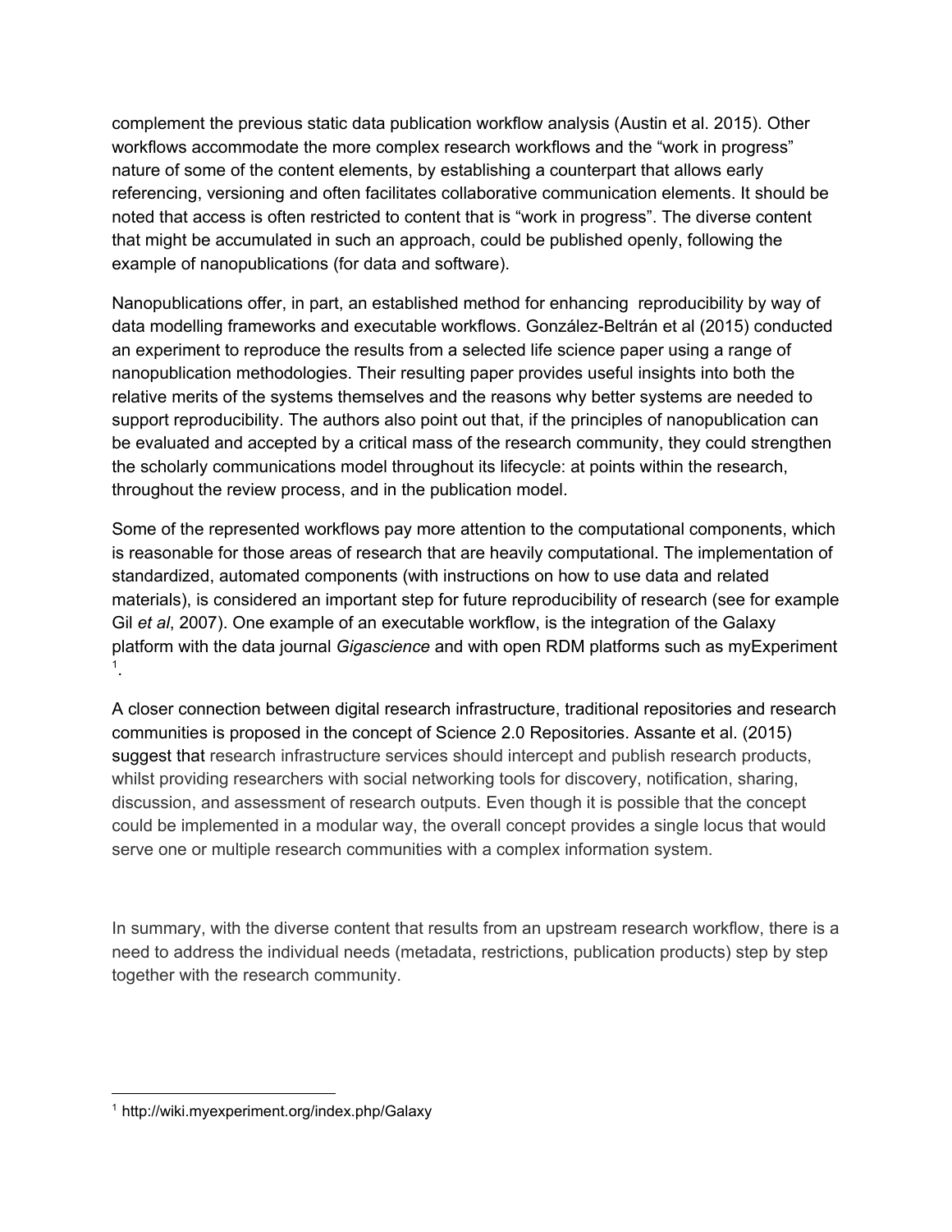complement the previous static data publication workflow analysis (Austin et al. 2015). Other workflows accommodate the more complex research workflows and the "work in progress" nature of some of the content elements, by establishing a counterpart that allows early referencing, versioning and often facilitates collaborative communication elements. It should be noted that access is often restricted to content that is "work in progress". The diverse content that might be accumulated in such an approach, could be published openly, following the example of nanopublications (for data and software).

Nanopublications offer, in part, an established method for enhancing reproducibility by way of data modelling frameworks and executable workflows. González-Beltrán et al (2015) conducted an experiment to reproduce the results from a selected life science paper using a range of nanopublication methodologies. Their resulting paper provides useful insights into both the relative merits of the systems themselves and the reasons why better systems are needed to support reproducibility. The authors also point out that, if the principles of nanopublication can be evaluated and accepted by a critical mass of the research community, they could strengthen the scholarly communications model throughout its lifecycle: at points within the research, throughout the review process, and in the publication model.

Some of the represented workflows pay more attention to the computational components, which is reasonable for those areas of research that are heavily computational. The implementation of standardized, automated components (with instructions on how to use data and related materials), is considered an important step for future reproducibility of research (see for example Gil *et al*, 2007). One example of an executable workflow, is the integration of the Galaxy platform with the data journal *Gigascience* and with open RDM platforms such as myExperiment [1].

A closer connection between digital research infrastructure, traditional repositories and research communities is proposed in the concept of Science 2.0 Repositories. Assante et al. (2015) suggest that research infrastructure services should intercept and publish research products, whilst providing researchers with social networking tools for discovery, notification, sharing, discussion, and assessment of research outputs. Even though it is possible that the concept could be implemented in a modular way, the overall concept provides a single locus that would serve one or multiple research communities with a complex information system.

In summary, with the diverse content that results from an upstream research workflow, there is a need to address the individual needs (metadata, restrictions, publication products) step by step together with the research community.

---

[1] http://wiki.myexperiment.org/index.php/Galaxy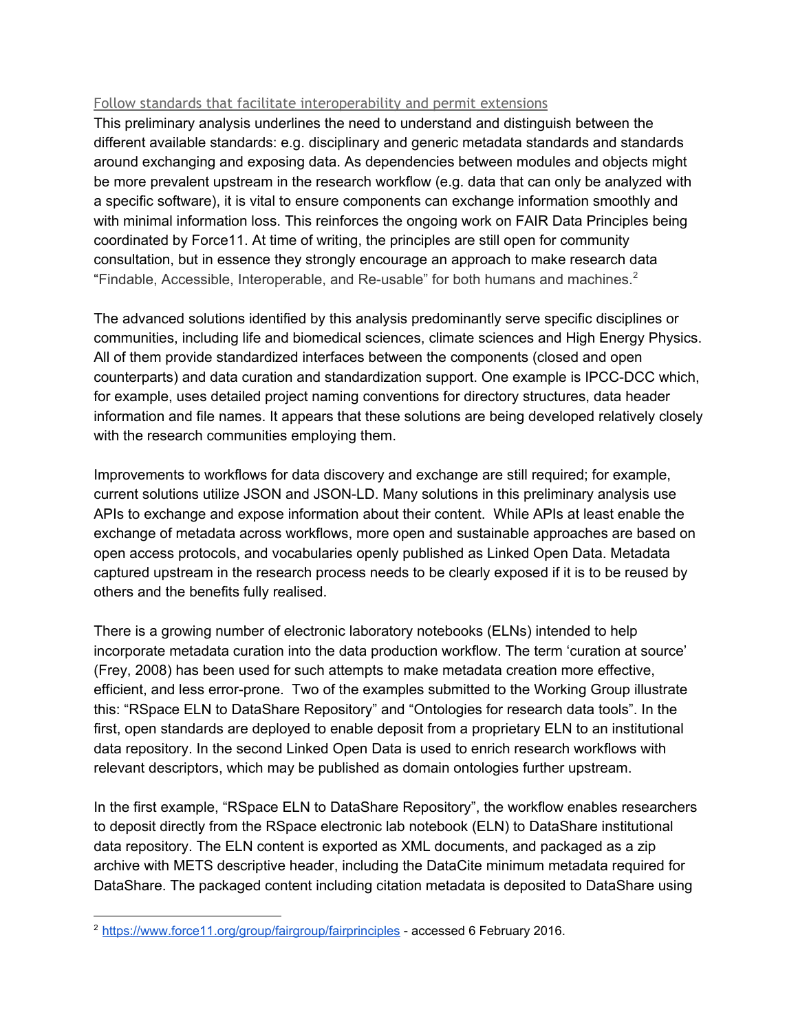## Follow standards that facilitate interoperability and permit extensions

This preliminary analysis underlines the need to understand and distinguish between the different available standards: e.g. disciplinary and generic metadata standards and standards around exchanging and exposing data. As dependencies between modules and objects might be more prevalent upstream in the research workflow (e.g. data that can only be analyzed with a specific software), it is vital to ensure components can exchange information smoothly and with minimal information loss. This reinforces the ongoing work on FAIR Data Principles being coordinated by Force11. At time of writing, the principles are still open for community consultation, but in essence they strongly encourage an approach to make research data "Findable, Accessible, Interoperable, and Re-usable" for both humans and machines.[2]

The advanced solutions identified by this analysis predominantly serve specific disciplines or communities, including life and biomedical sciences, climate sciences and High Energy Physics. All of them provide standardized interfaces between the components (closed and open counterparts) and data curation and standardization support. One example is IPCC-DCC which, for example, uses detailed project naming conventions for directory structures, data header information and file names. It appears that these solutions are being developed relatively closely with the research communities employing them.

Improvements to workflows for data discovery and exchange are still required; for example, current solutions utilize JSON and JSON-LD. Many solutions in this preliminary analysis use APIs to exchange and expose information about their content. While APIs at least enable the exchange of metadata across workflows, more open and sustainable approaches are based on open access protocols, and vocabularies openly published as Linked Open Data. Metadata captured upstream in the research process needs to be clearly exposed if it is to be reused by others and the benefits fully realised.

There is a growing number of electronic laboratory notebooks (ELNs) intended to help incorporate metadata curation into the data production workflow. The term 'curation at source' (Frey, 2008) has been used for such attempts to make metadata creation more effective, efficient, and less error-prone. Two of the examples submitted to the Working Group illustrate this: "RSpace ELN to DataShare Repository" and "Ontologies for research data tools". In the first, open standards are deployed to enable deposit from a proprietary ELN to an institutional data repository. In the second Linked Open Data is used to enrich research workflows with relevant descriptors, which may be published as domain ontologies further upstream.

In the first example, "RSpace ELN to DataShare Repository", the workflow enables researchers to deposit directly from the RSpace electronic lab notebook (ELN) to DataShare institutional data repository. The ELN content is exported as XML documents, and packaged as a zip archive with METS descriptive header, including the DataCite minimum metadata required for DataShare. The packaged content including citation metadata is deposited to DataShare using

[2] https://www.force11.org/group/fairgroup/fairprinciples - accessed 6 February 2016.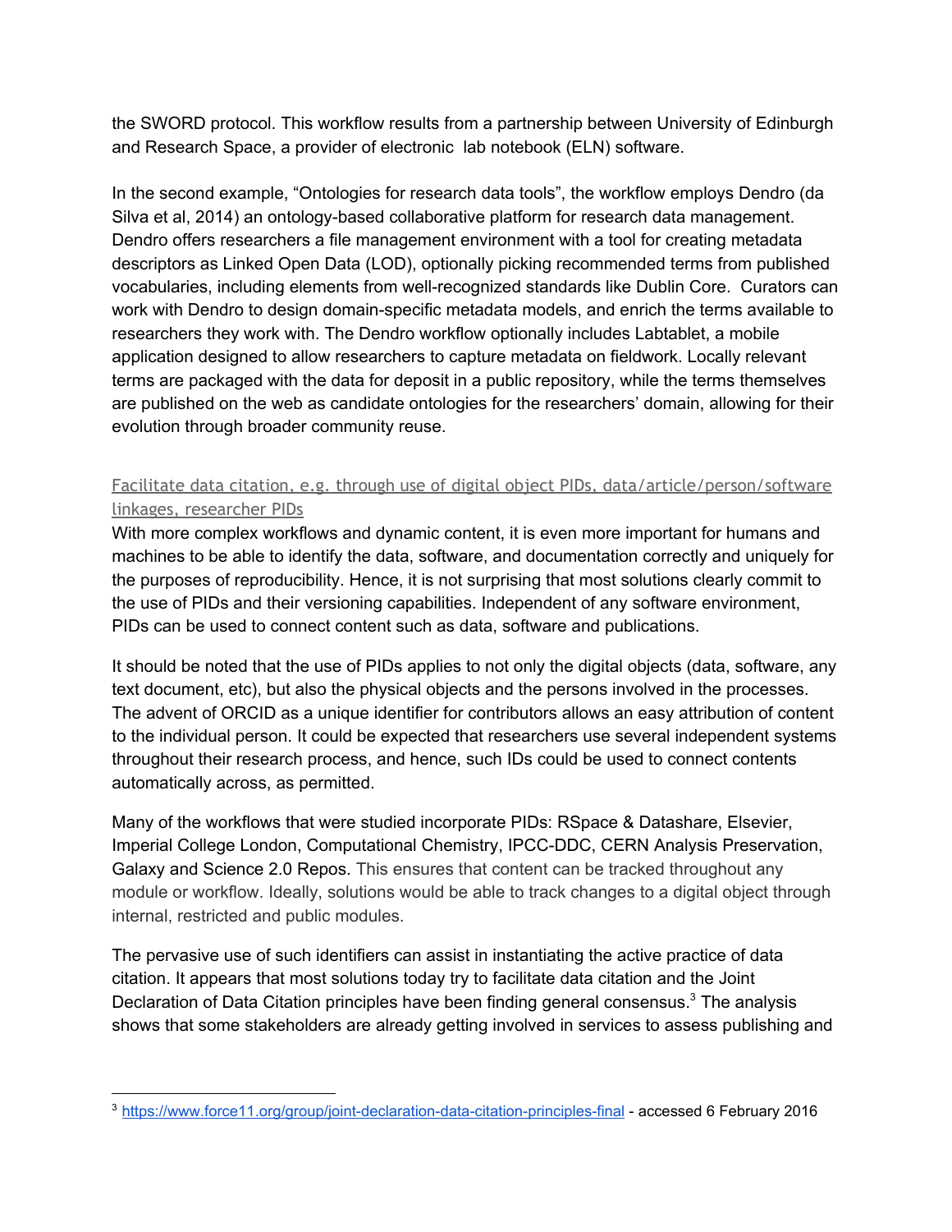the SWORD protocol. This workflow results from a partnership between University of Edinburgh and Research Space, a provider of electronic lab notebook (ELN) software.

In the second example, "Ontologies for research data tools", the workflow employs Dendro (da Silva et al, 2014) an ontology-based collaborative platform for research data management. Dendro offers researchers a file management environment with a tool for creating metadata descriptors as Linked Open Data (LOD), optionally picking recommended terms from published vocabularies, including elements from well-recognized standards like Dublin Core. Curators can work with Dendro to design domain-specific metadata models, and enrich the terms available to researchers they work with. The Dendro workflow optionally includes Labtablet, a mobile application designed to allow researchers to capture metadata on fieldwork. Locally relevant terms are packaged with the data for deposit in a public repository, while the terms themselves are published on the web as candidate ontologies for the researchers' domain, allowing for their evolution through broader community reuse.

### Facilitate data citation, e.g. through use of digital object PIDs, data/article/person/software linkages, researcher PIDs

With more complex workflows and dynamic content, it is even more important for humans and machines to be able to identify the data, software, and documentation correctly and uniquely for the purposes of reproducibility. Hence, it is not surprising that most solutions clearly commit to the use of PIDs and their versioning capabilities. Independent of any software environment, PIDs can be used to connect content such as data, software and publications.

It should be noted that the use of PIDs applies to not only the digital objects (data, software, any text document, etc), but also the physical objects and the persons involved in the processes. The advent of ORCID as a unique identifier for contributors allows an easy attribution of content to the individual person. It could be expected that researchers use several independent systems throughout their research process, and hence, such IDs could be used to connect contents automatically across, as permitted.

Many of the workflows that were studied incorporate PIDs: RSpace & Datashare, Elsevier, Imperial College London, Computational Chemistry, IPCC-DDC, CERN Analysis Preservation, Galaxy and Science 2.0 Repos. This ensures that content can be tracked throughout any module or workflow. Ideally, solutions would be able to track changes to a digital object through internal, restricted and public modules.

The pervasive use of such identifiers can assist in instantiating the active practice of data citation. It appears that most solutions today try to facilitate data citation and the Joint Declaration of Data Citation principles have been finding general consensus.[3] The analysis shows that some stakeholders are already getting involved in services to assess publishing and

---

[3] https://www.force11.org/group/joint-declaration-data-citation-principles-final - accessed 6 February 2016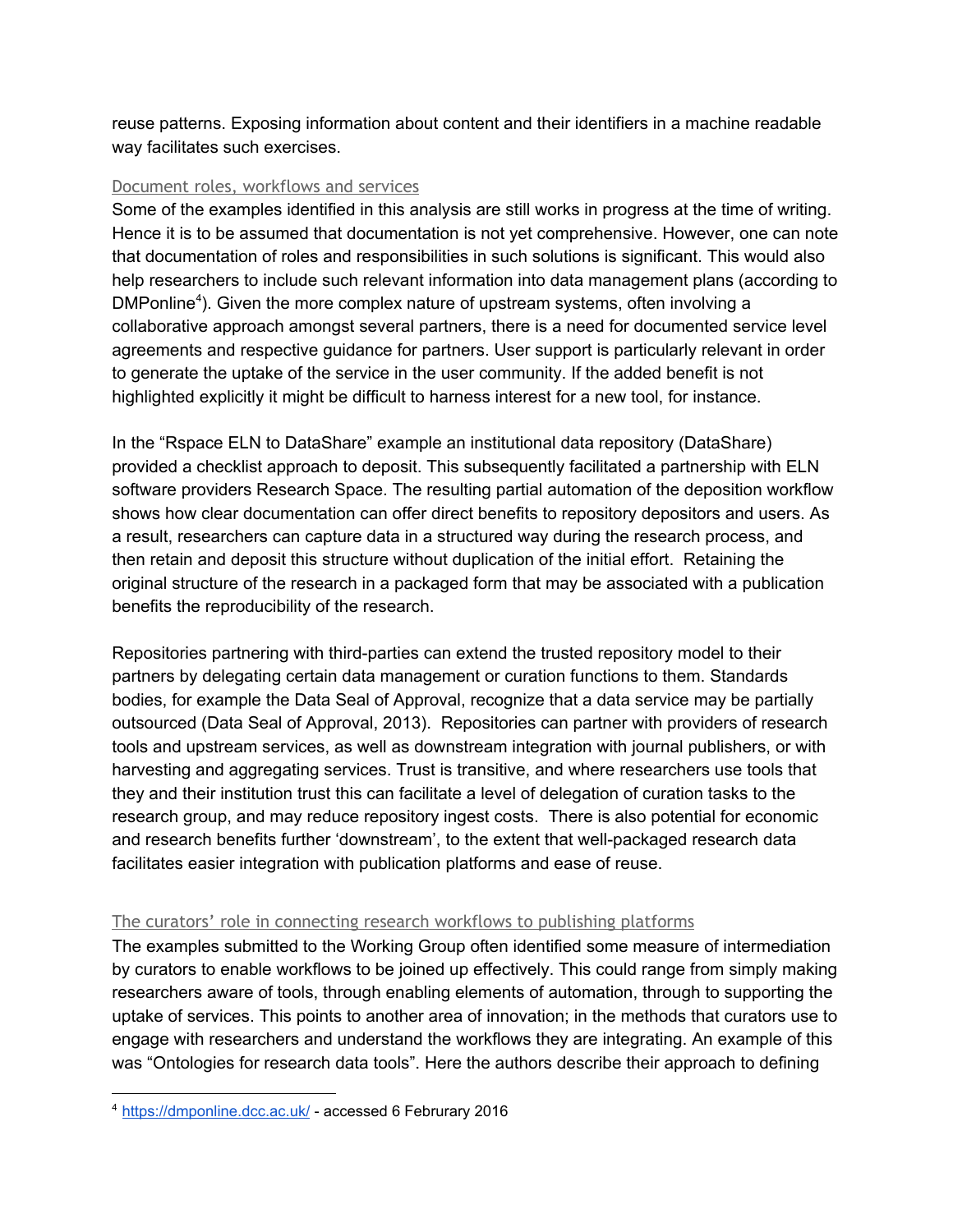reuse patterns. Exposing information about content and their identifiers in a machine readable way facilitates such exercises.

### Document roles, workflows and services

Some of the examples identified in this analysis are still works in progress at the time of writing. Hence it is to be assumed that documentation is not yet comprehensive. However, one can note that documentation of roles and responsibilities in such solutions is significant. This would also help researchers to include such relevant information into data management plans (according to DMPonline[4]). Given the more complex nature of upstream systems, often involving a collaborative approach amongst several partners, there is a need for documented service level agreements and respective guidance for partners. User support is particularly relevant in order to generate the uptake of the service in the user community. If the added benefit is not highlighted explicitly it might be difficult to harness interest for a new tool, for instance.

In the "Rspace ELN to DataShare" example an institutional data repository (DataShare) provided a checklist approach to deposit. This subsequently facilitated a partnership with ELN software providers Research Space. The resulting partial automation of the deposition workflow shows how clear documentation can offer direct benefits to repository depositors and users. As a result, researchers can capture data in a structured way during the research process, and then retain and deposit this structure without duplication of the initial effort. Retaining the original structure of the research in a packaged form that may be associated with a publication benefits the reproducibility of the research.

Repositories partnering with third-parties can extend the trusted repository model to their partners by delegating certain data management or curation functions to them. Standards bodies, for example the Data Seal of Approval, recognize that a data service may be partially outsourced (Data Seal of Approval, 2013). Repositories can partner with providers of research tools and upstream services, as well as downstream integration with journal publishers, or with harvesting and aggregating services. Trust is transitive, and where researchers use tools that they and their institution trust this can facilitate a level of delegation of curation tasks to the research group, and may reduce repository ingest costs. There is also potential for economic and research benefits further 'downstream', to the extent that well-packaged research data facilitates easier integration with publication platforms and ease of reuse.

### The curators' role in connecting research workflows to publishing platforms

The examples submitted to the Working Group often identified some measure of intermediation by curators to enable workflows to be joined up effectively. This could range from simply making researchers aware of tools, through enabling elements of automation, through to supporting the uptake of services. This points to another area of innovation; in the methods that curators use to engage with researchers and understand the workflows they are integrating. An example of this was "Ontologies for research data tools". Here the authors describe their approach to defining

[4] https://dmponline.dcc.ac.uk/ - accessed 6 Februrary 2016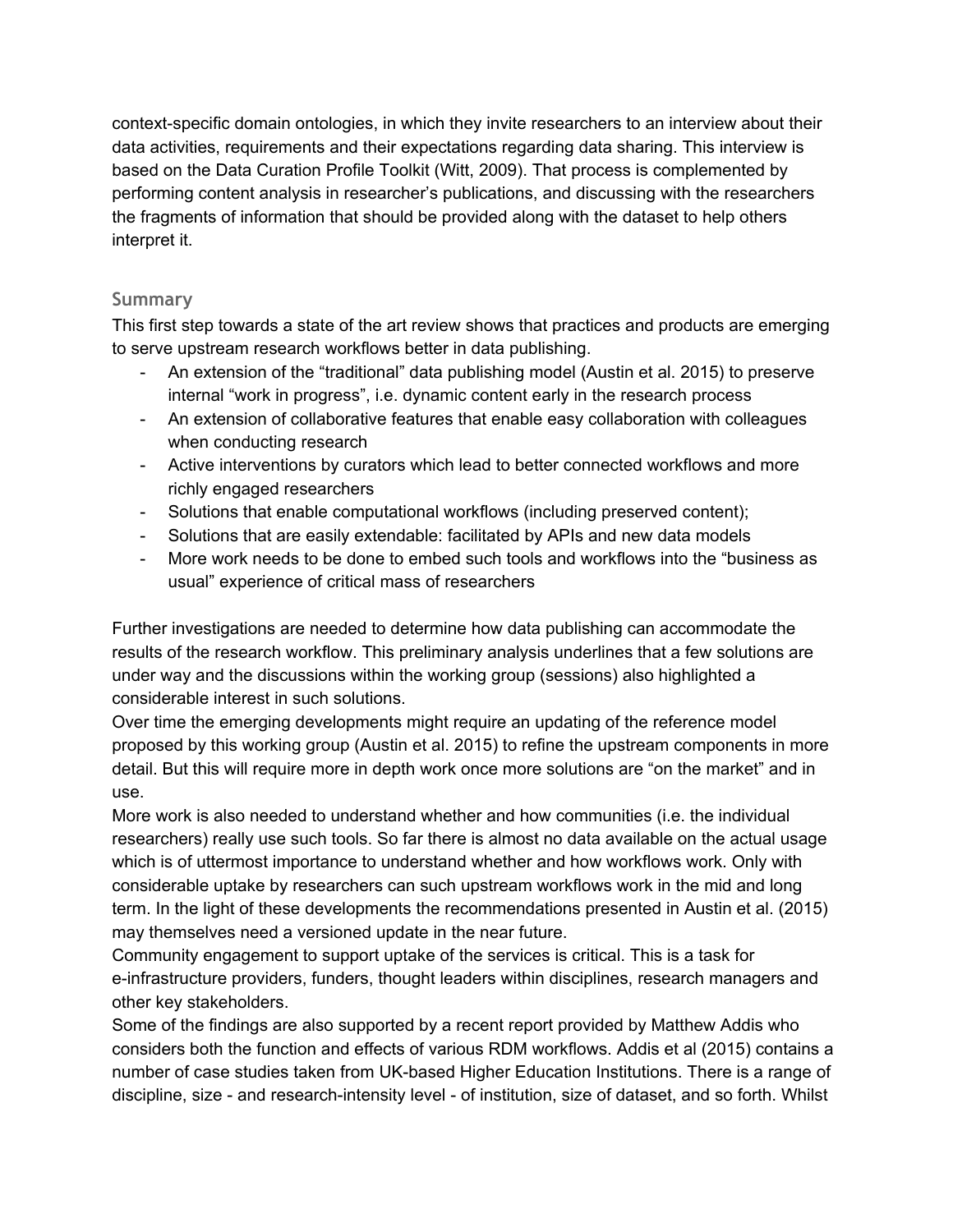context-specific domain ontologies, in which they invite researchers to an interview about their data activities, requirements and their expectations regarding data sharing. This interview is based on the Data Curation Profile Toolkit (Witt, 2009). That process is complemented by performing content analysis in researcher's publications, and discussing with the researchers the fragments of information that should be provided along with the dataset to help others interpret it.

## Summary

This first step towards a state of the art review shows that practices and products are emerging to serve upstream research workflows better in data publishing.

- An extension of the "traditional" data publishing model (Austin et al. 2015) to preserve internal "work in progress", i.e. dynamic content early in the research process
- An extension of collaborative features that enable easy collaboration with colleagues when conducting research
- Active interventions by curators which lead to better connected workflows and more richly engaged researchers
- Solutions that enable computational workflows (including preserved content);
- Solutions that are easily extendable: facilitated by APIs and new data models
- More work needs to be done to embed such tools and workflows into the "business as usual" experience of critical mass of researchers

Further investigations are needed to determine how data publishing can accommodate the results of the research workflow. This preliminary analysis underlines that a few solutions are under way and the discussions within the working group (sessions) also highlighted a considerable interest in such solutions.

Over time the emerging developments might require an updating of the reference model proposed by this working group (Austin et al. 2015) to refine the upstream components in more detail. But this will require more in depth work once more solutions are "on the market" and in use.

More work is also needed to understand whether and how communities (i.e. the individual researchers) really use such tools. So far there is almost no data available on the actual usage which is of uttermost importance to understand whether and how workflows work. Only with considerable uptake by researchers can such upstream workflows work in the mid and long term. In the light of these developments the recommendations presented in Austin et al. (2015) may themselves need a versioned update in the near future.

Community engagement to support uptake of the services is critical. This is a task for e-infrastructure providers, funders, thought leaders within disciplines, research managers and other key stakeholders.

Some of the findings are also supported by a recent report provided by Matthew Addis who considers both the function and effects of various RDM workflows. Addis et al (2015) contains a number of case studies taken from UK-based Higher Education Institutions. There is a range of discipline, size - and research-intensity level - of institution, size of dataset, and so forth. Whilst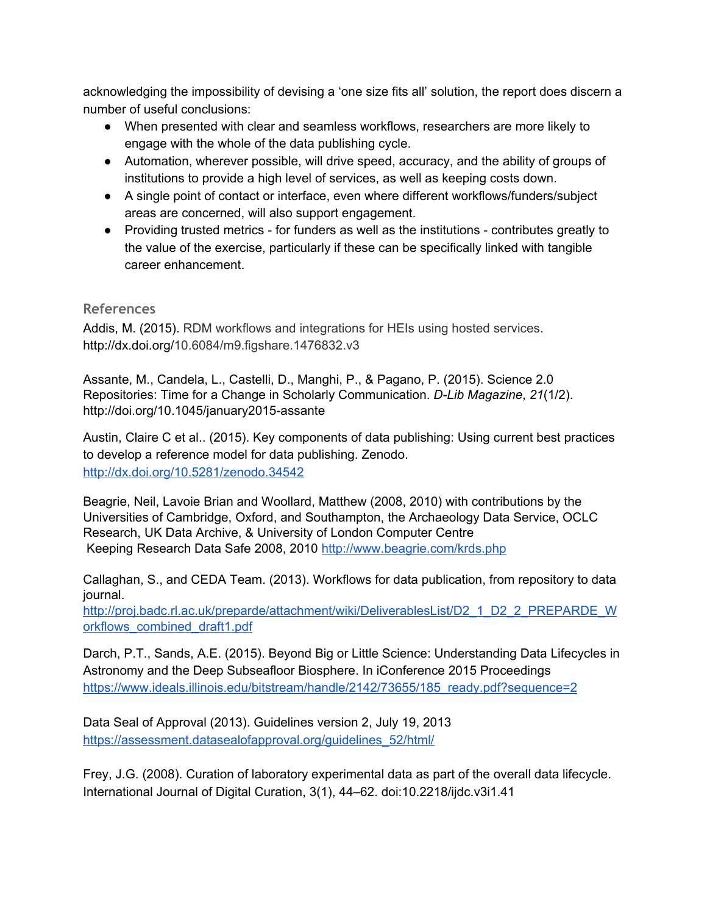acknowledging the impossibility of devising a 'one size fits all' solution, the report does discern a number of useful conclusions:

- When presented with clear and seamless workflows, researchers are more likely to engage with the whole of the data publishing cycle.
- Automation, wherever possible, will drive speed, accuracy, and the ability of groups of institutions to provide a high level of services, as well as keeping costs down.
- A single point of contact or interface, even where different workflows/funders/subject areas are concerned, will also support engagement.
- Providing trusted metrics - for funders as well as the institutions - contributes greatly to the value of the exercise, particularly if these can be specifically linked with tangible career enhancement.

## References

Addis, M. (2015). RDM workflows and integrations for HEIs using hosted services. http://dx.doi.org/10.6084/m9.figshare.1476832.v3

Assante, M., Candela, L., Castelli, D., Manghi, P., & Pagano, P. (2015). Science 2.0 Repositories: Time for a Change in Scholarly Communication. *D-Lib Magazine*, *21*(1/2). http://doi.org/10.1045/january2015-assante

Austin, Claire C et al.. (2015). Key components of data publishing: Using current best practices to develop a reference model for data publishing. Zenodo. http://dx.doi.org/10.5281/zenodo.34542

Beagrie, Neil, Lavoie Brian and Woollard, Matthew (2008, 2010) with contributions by the Universities of Cambridge, Oxford, and Southampton, the Archaeology Data Service, OCLC Research, UK Data Archive, & University of London Computer Centre Keeping Research Data Safe 2008, 2010 http://www.beagrie.com/krds.php

Callaghan, S., and CEDA Team. (2013). Workflows for data publication, from repository to data journal. http://proj.badc.rl.ac.uk/preparde/attachment/wiki/DeliverablesList/D2_1_D2_2_PREPARDE_Workflows_combined_draft1.pdf

Darch, P.T., Sands, A.E. (2015). Beyond Big or Little Science: Understanding Data Lifecycles in Astronomy and the Deep Subseafloor Biosphere. In iConference 2015 Proceedings https://www.ideals.illinois.edu/bitstream/handle/2142/73655/185_ready.pdf?sequence=2

Data Seal of Approval (2013). Guidelines version 2, July 19, 2013 https://assessment.datasealofapproval.org/guidelines_52/html/

Frey, J.G. (2008). Curation of laboratory experimental data as part of the overall data lifecycle. International Journal of Digital Curation, 3(1), 44–62. doi:10.2218/ijdc.v3i1.41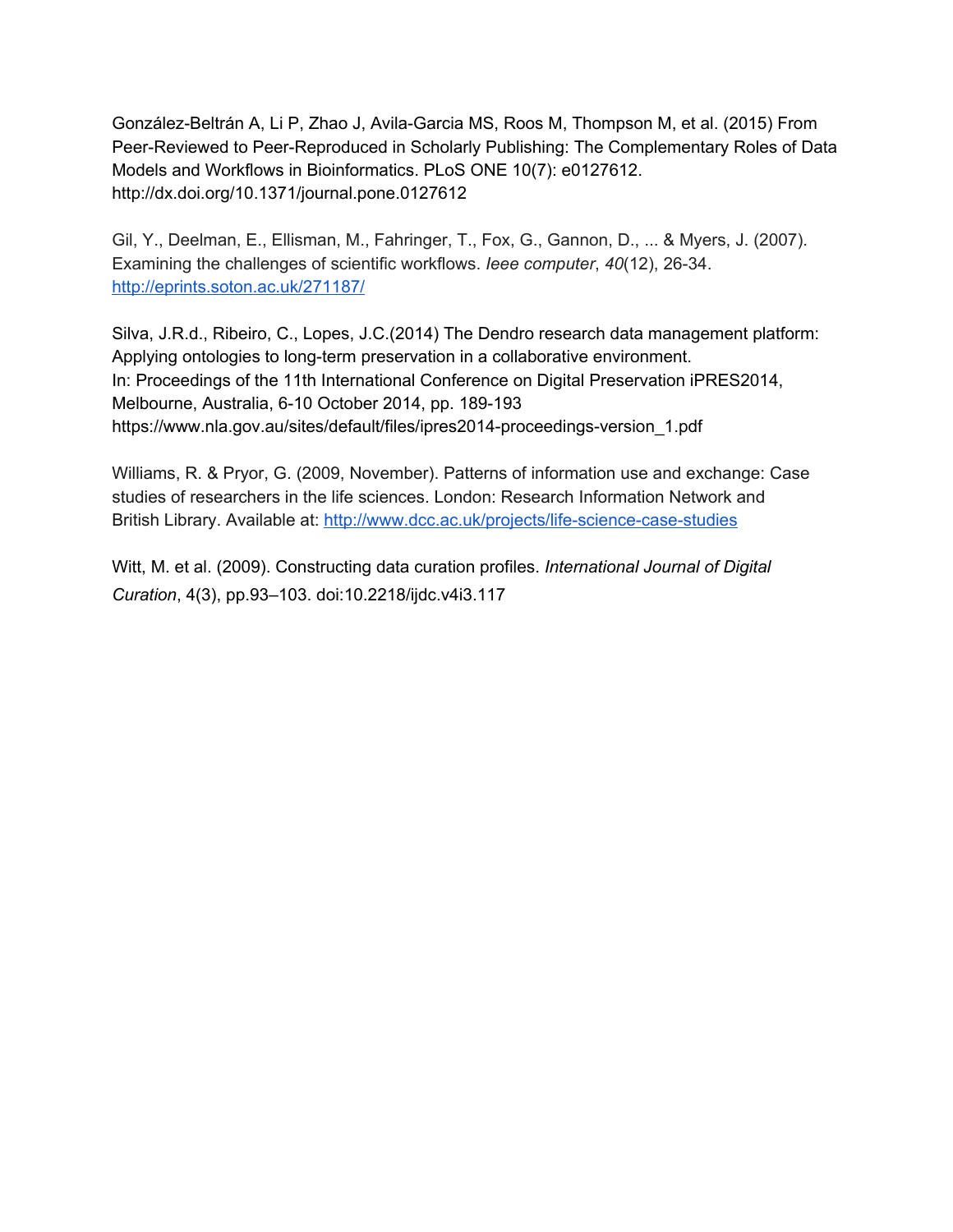González-Beltrán A, Li P, Zhao J, Avila-Garcia MS, Roos M, Thompson M, et al. (2015) From Peer-Reviewed to Peer-Reproduced in Scholarly Publishing: The Complementary Roles of Data Models and Workflows in Bioinformatics. PLoS ONE 10(7): e0127612. http://dx.doi.org/10.1371/journal.pone.0127612

Gil, Y., Deelman, E., Ellisman, M., Fahringer, T., Fox, G., Gannon, D., ... & Myers, J. (2007). Examining the challenges of scientific workflows. *Ieee computer*, *40*(12), 26-34. [http://eprints.soton.ac.uk/271187/](http://eprints.soton.ac.uk/271187/)

Silva, J.R.d., Ribeiro, C., Lopes, J.C.(2014) The Dendro research data management platform: Applying ontologies to long-term preservation in a collaborative environment. In: Proceedings of the 11th International Conference on Digital Preservation iPRES2014, Melbourne, Australia, 6-10 October 2014, pp. 189-193 https://www.nla.gov.au/sites/default/files/ipres2014-proceedings-version_1.pdf

Williams, R. & Pryor, G. (2009, November). Patterns of information use and exchange: Case studies of researchers in the life sciences. London: Research Information Network and British Library. Available at: [http://www.dcc.ac.uk/projects/life-science-case-studies](http://www.dcc.ac.uk/projects/life-science-case-studies)

Witt, M. et al. (2009). Constructing data curation profiles. *International Journal of Digital Curation*, 4(3), pp.93–103. doi:10.2218/ijdc.v4i3.117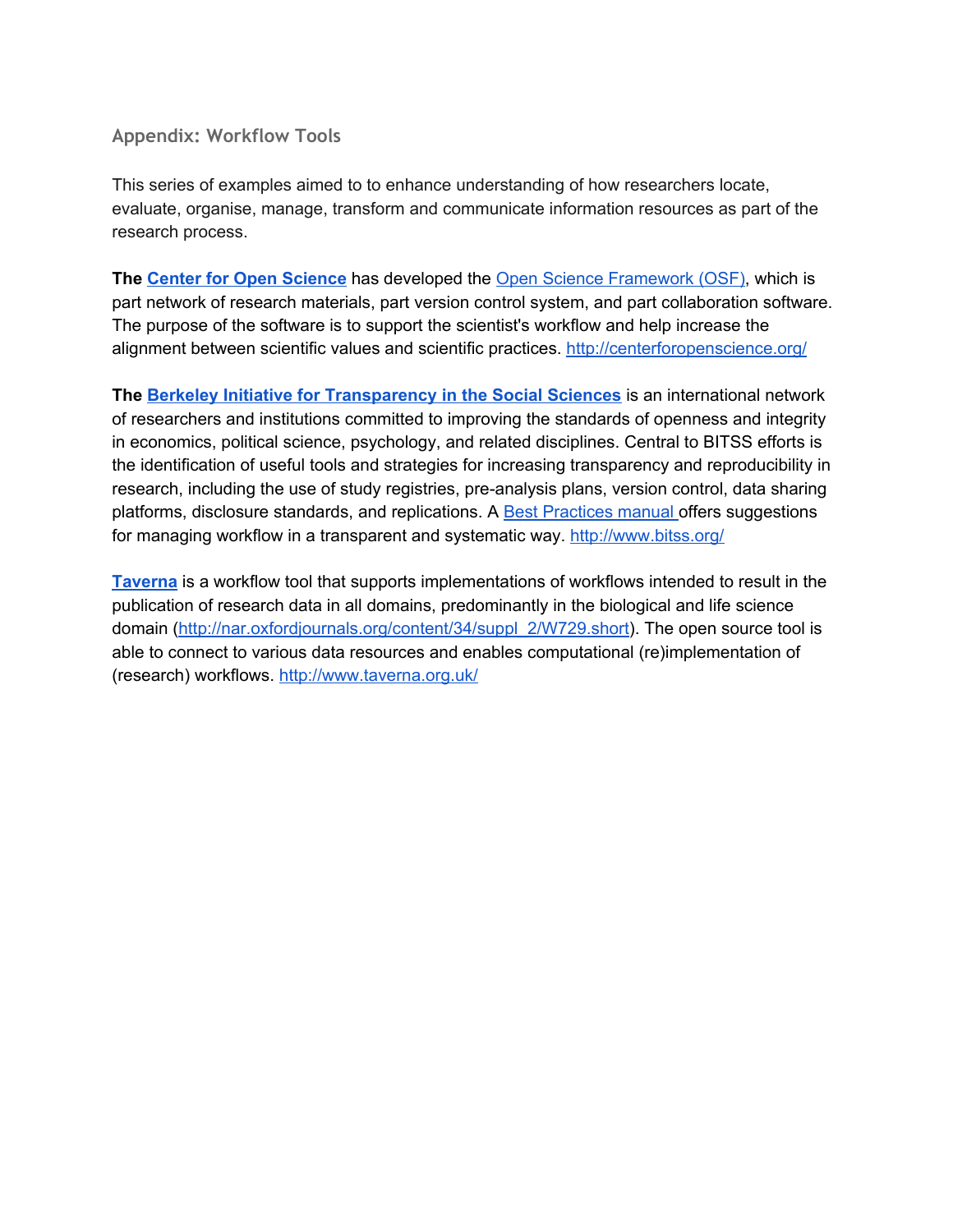## Appendix: Workflow Tools

This series of examples aimed to to enhance understanding of how researchers locate, evaluate, organise, manage, transform and communicate information resources as part of the research process.

**The Center for Open Science** has developed the Open Science Framework (OSF), which is part network of research materials, part version control system, and part collaboration software. The purpose of the software is to support the scientist's workflow and help increase the alignment between scientific values and scientific practices. http://centerforopenscience.org/

**The Berkeley Initiative for Transparency in the Social Sciences** is an international network of researchers and institutions committed to improving the standards of openness and integrity in economics, political science, psychology, and related disciplines. Central to BITSS efforts is the identification of useful tools and strategies for increasing transparency and reproducibility in research, including the use of study registries, pre-analysis plans, version control, data sharing platforms, disclosure standards, and replications. A Best Practices manual offers suggestions for managing workflow in a transparent and systematic way. http://www.bitss.org/

**Taverna** is a workflow tool that supports implementations of workflows intended to result in the publication of research data in all domains, predominantly in the biological and life science domain (http://nar.oxfordjournals.org/content/34/suppl_2/W729.short). The open source tool is able to connect to various data resources and enables computational (re)implementation of (research) workflows. http://www.taverna.org.uk/